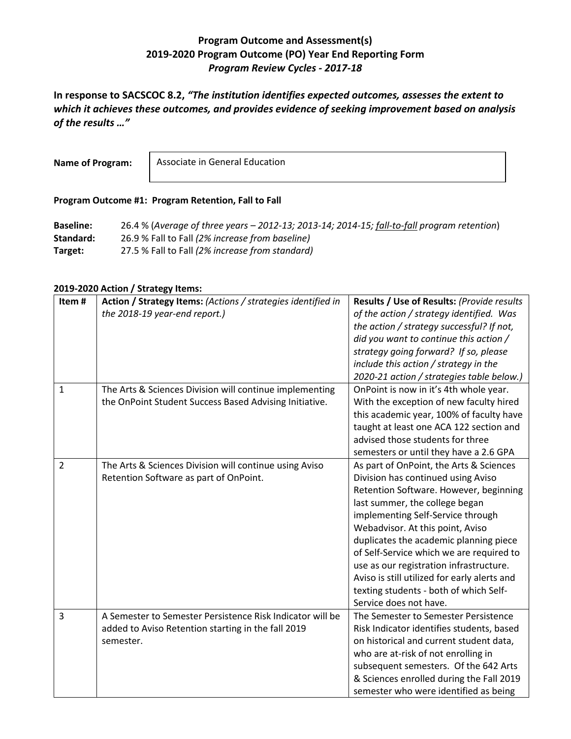**Program Outcome and Assessment(s)**
**2019-2020 Program Outcome (PO) Year End Reporting Form**
***Program Review Cycles - 2017-18***

**In response to SACSCOC 8.2, *"The institution identifies expected outcomes, assesses the extent to which it achieves these outcomes, and provides evidence of seeking improvement based on analysis of the results …"***

**Name of Program:** Associate in General Education

**Program Outcome #1: Program Retention, Fall to Fall**

**Baseline:** 26.4 % (*Average of three years – 2012-13; 2013-14; 2014-15; fall-to-fall program retention*)
**Standard:** 26.9 % Fall to Fall *(2% increase from baseline)*
**Target:** 27.5 % Fall to Fall *(2% increase from standard)*

**2019-2020 Action / Strategy Items:**

| Item # | Action / Strategy Items: *(Actions / strategies identified in the 2018-19 year-end report.)* | Results / Use of Results: *(Provide results of the action / strategy identified. Was the action / strategy successful? If not, did you want to continue this action / strategy going forward? If so, please include this action / strategy in the 2020-21 action / strategies table below.)* |
|---|---|---|
| 1 | The Arts & Sciences Division will continue implementing the OnPoint Student Success Based Advising Initiative. | OnPoint is now in it's 4th whole year. With the exception of new faculty hired this academic year, 100% of faculty have taught at least one ACA 122 section and advised those students for three semesters or until they have a 2.6 GPA |
| 2 | The Arts & Sciences Division will continue using Aviso Retention Software as part of OnPoint. | As part of OnPoint, the Arts & Sciences Division has continued using Aviso Retention Software. However, beginning last summer, the college began implementing Self-Service through Webadvisor. At this point, Aviso duplicates the academic planning piece of Self-Service which we are required to use as our registration infrastructure. Aviso is still utilized for early alerts and texting students - both of which Self-Service does not have. |
| 3 | A Semester to Semester Persistence Risk Indicator will be added to Aviso Retention starting in the fall 2019 semester. | The Semester to Semester Persistence Risk Indicator identifies students, based on historical and current student data, who are at-risk of not enrolling in subsequent semesters. Of the 642 Arts & Sciences enrolled during the Fall 2019 semester who were identified as being |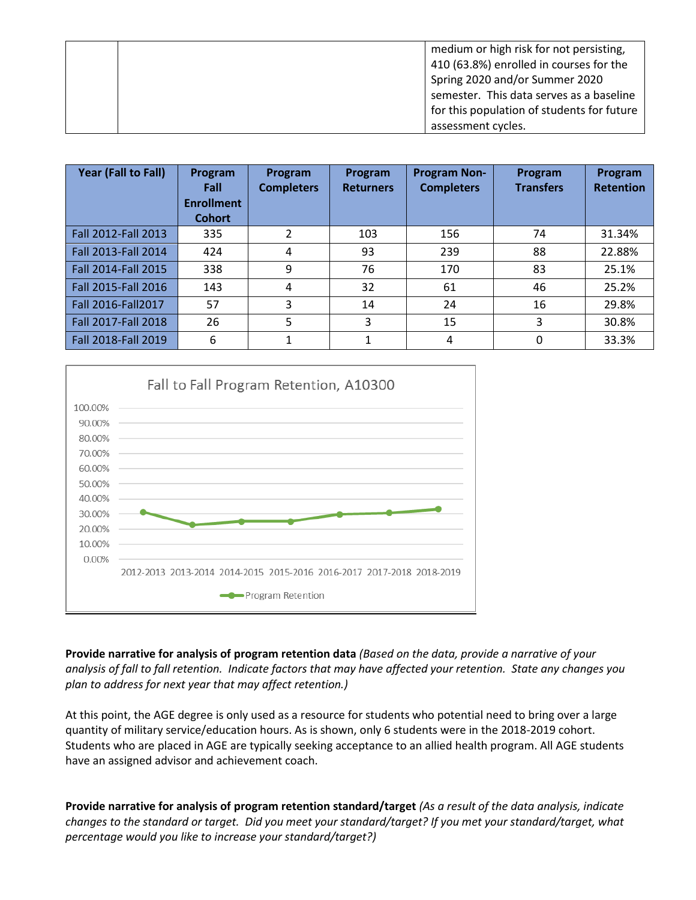| | | medium or high risk for not persisting, 410 (63.8%) enrolled in courses for the Spring 2020 and/or Summer 2020 semester. This data serves as a baseline for this population of students for future assessment cycles. |
|---|---|---|

| Year (Fall to Fall) | Program Fall Enrollment Cohort | Program Completers | Program Returners | Program Non-Completers | Program Transfers | Program Retention |
|---|---|---|---|---|---|---|
| Fall 2012-Fall 2013 | 335 | 2 | 103 | 156 | 74 | 31.34% |
| Fall 2013-Fall 2014 | 424 | 4 | 93 | 239 | 88 | 22.88% |
| Fall 2014-Fall 2015 | 338 | 9 | 76 | 170 | 83 | 25.1% |
| Fall 2015-Fall 2016 | 143 | 4 | 32 | 61 | 46 | 25.2% |
| Fall 2016-Fall2017 | 57 | 3 | 14 | 24 | 16 | 29.8% |
| Fall 2017-Fall 2018 | 26 | 5 | 3 | 15 | 3 | 30.8% |
| Fall 2018-Fall 2019 | 6 | 1 | 1 | 4 | 0 | 33.3% |

Fall to Fall Program Retention, A10300

| | 2012-2013 | 2013-2014 | 2014-2015 | 2015-2016 | 2016-2017 | 2017-2018 | 2018-2019 |
|---|---|---|---|---|---|---|---|
| Program Retention | 31.34% | 22.88% | 25.1% | 25.2% | 29.8% | 30.8% | 33.3% |

**Provide narrative for analysis of program retention data** *(Based on the data, provide a narrative of your analysis of fall to fall retention. Indicate factors that may have affected your retention. State any changes you plan to address for next year that may affect retention.)*

At this point, the AGE degree is only used as a resource for students who potential need to bring over a large quantity of military service/education hours. As is shown, only 6 students were in the 2018-2019 cohort. Students who are placed in AGE are typically seeking acceptance to an allied health program. All AGE students have an assigned advisor and achievement coach.

**Provide narrative for analysis of program retention standard/target** *(As a result of the data analysis, indicate changes to the standard or target. Did you meet your standard/target? If you met your standard/target, what percentage would you like to increase your standard/target?)*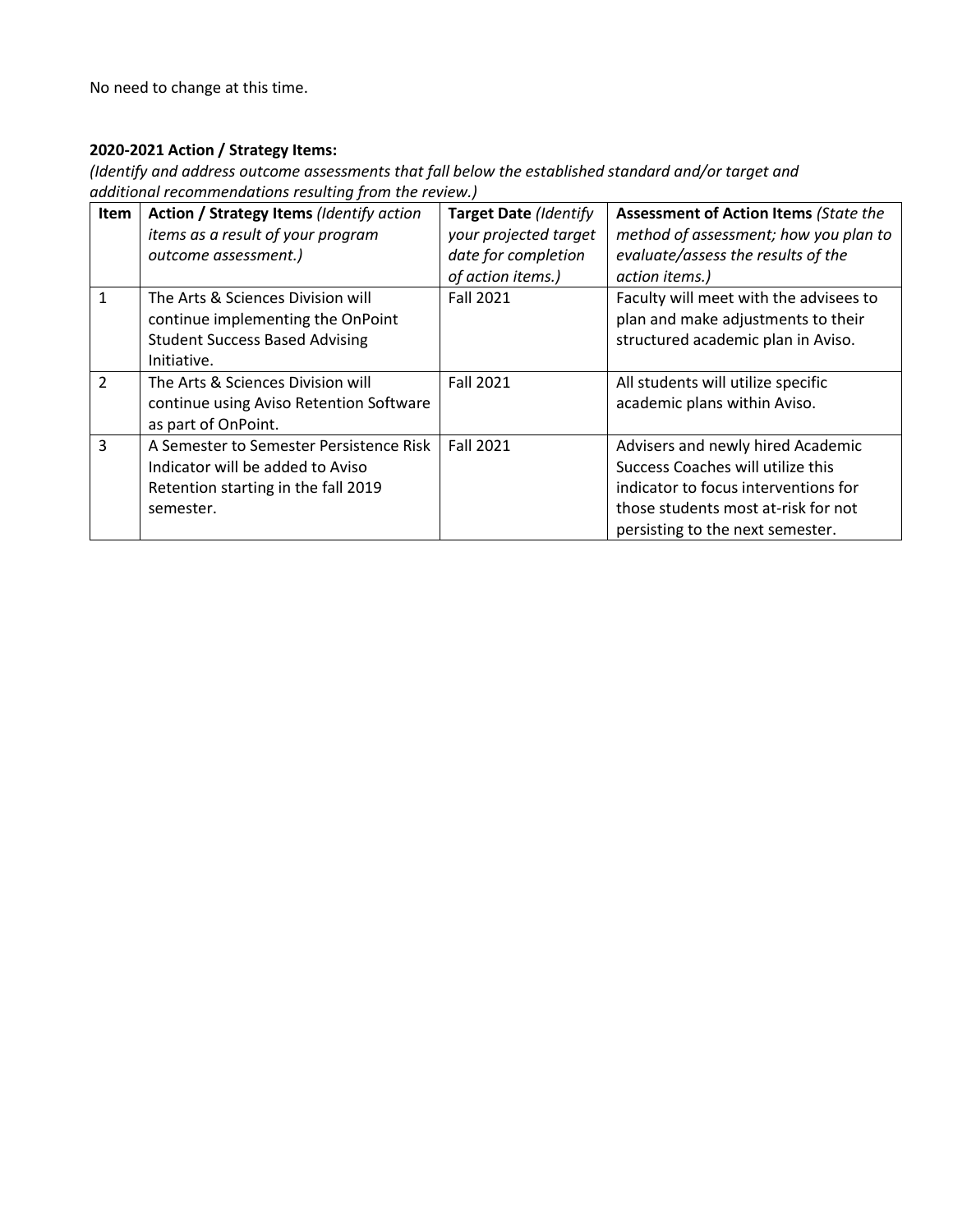No need to change at this time.

**2020-2021 Action / Strategy Items:**

*(Identify and address outcome assessments that fall below the established standard and/or target and additional recommendations resulting from the review.)*

| Item | **Action / Strategy Items** *(Identify action items as a result of your program outcome assessment.)* | **Target Date** *(Identify your projected target date for completion of action items.)* | **Assessment of Action Items** *(State the method of assessment; how you plan to evaluate/assess the results of the action items.)* |
|---|---|---|---|
| 1 | The Arts & Sciences Division will continue implementing the OnPoint Student Success Based Advising Initiative. | Fall 2021 | Faculty will meet with the advisees to plan and make adjustments to their structured academic plan in Aviso. |
| 2 | The Arts & Sciences Division will continue using Aviso Retention Software as part of OnPoint. | Fall 2021 | All students will utilize specific academic plans within Aviso. |
| 3 | A Semester to Semester Persistence Risk Indicator will be added to Aviso Retention starting in the fall 2019 semester. | Fall 2021 | Advisers and newly hired Academic Success Coaches will utilize this indicator to focus interventions for those students most at-risk for not persisting to the next semester. |